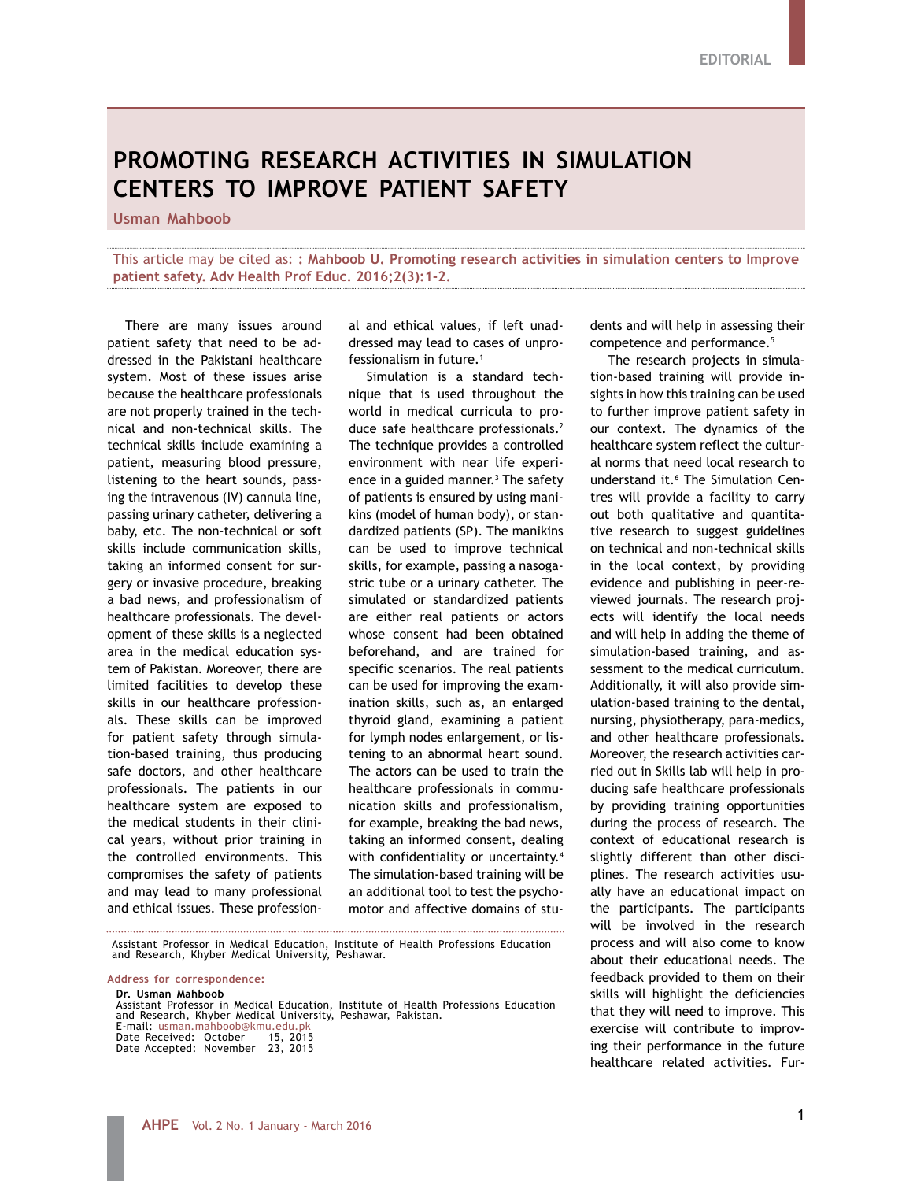EDITORIAL

# PROMOTING RESEARCH ACTIVITIES IN SIMULATION CENTERS TO IMPROVE PATIENT SAFETY

**Usman Mahboob**

This article may be cited as: **: Mahboob U. Promoting research activities in simulation centers to Improve patient safety. Adv Health Prof Educ. 2016;2(3):1-2.**

There are many issues around patient safety that need to be addressed in the Pakistani healthcare system. Most of these issues arise because the healthcare professionals are not properly trained in the technical and non-technical skills. The technical skills include examining a patient, measuring blood pressure, listening to the heart sounds, passing the intravenous (IV) cannula line, passing urinary catheter, delivering a baby, etc. The non-technical or soft skills include communication skills, taking an informed consent for surgery or invasive procedure, breaking a bad news, and professionalism of healthcare professionals. The development of these skills is a neglected area in the medical education system of Pakistan. Moreover, there are limited facilities to develop these skills in our healthcare professionals. These skills can be improved for patient safety through simulation-based training, thus producing safe doctors, and other healthcare professionals. The patients in our healthcare system are exposed to the medical students in their clinical years, without prior training in the controlled environments. This compromises the safety of patients and may lead to many professional and ethical issues. These professional and ethical values, if left unaddressed may lead to cases of unprofessionalism in future.[1]

Simulation is a standard technique that is used throughout the world in medical curricula to produce safe healthcare professionals.[2] The technique provides a controlled environment with near life experience in a guided manner.[3] The safety of patients is ensured by using manikins (model of human body), or standardized patients (SP). The manikins can be used to improve technical skills, for example, passing a nasogastric tube or a urinary catheter. The simulated or standardized patients are either real patients or actors whose consent had been obtained beforehand, and are trained for specific scenarios. The real patients can be used for improving the examination skills, such as, an enlarged thyroid gland, examining a patient for lymph nodes enlargement, or listening to an abnormal heart sound. The actors can be used to train the healthcare professionals in communication skills and professionalism, for example, breaking the bad news, taking an informed consent, dealing with confidentiality or uncertainty.[4] The simulation-based training will be an additional tool to test the psychomotor and affective domains of students and will help in assessing their competence and performance.[5]

The research projects in simulation-based training will provide insights in how this training can be used to further improve patient safety in our context. The dynamics of the healthcare system reflect the cultural norms that need local research to understand it.[6] The Simulation Centres will provide a facility to carry out both qualitative and quantitative research to suggest guidelines on technical and non-technical skills in the local context, by providing evidence and publishing in peer-reviewed journals. The research projects will identify the local needs and will help in adding the theme of simulation-based training, and assessment to the medical curriculum. Additionally, it will also provide simulation-based training to the dental, nursing, physiotherapy, para-medics, and other healthcare professionals. Moreover, the research activities carried out in Skills lab will help in producing safe healthcare professionals by providing training opportunities during the process of research. The context of educational research is slightly different than other disciplines. The research activities usually have an educational impact on the participants. The participants will be involved in the research process and will also come to know about their educational needs. The feedback provided to them on their skills will highlight the deficiencies that they will need to improve. This exercise will contribute to improving their performance in the future healthcare related activities. Fur-

---

Assistant Professor in Medical Education, Institute of Health Professions Education and Research, Khyber Medical University, Peshawar.

**Address for correspondence:**

**Dr. Usman Mahboob**
Assistant Professor in Medical Education, Institute of Health Professions Education and Research, Khyber Medical University, Peshawar, Pakistan.
E-mail: usman.mahboob@kmu.edu.pk
Date Received: October 15, 2015
Date Accepted: November 23, 2015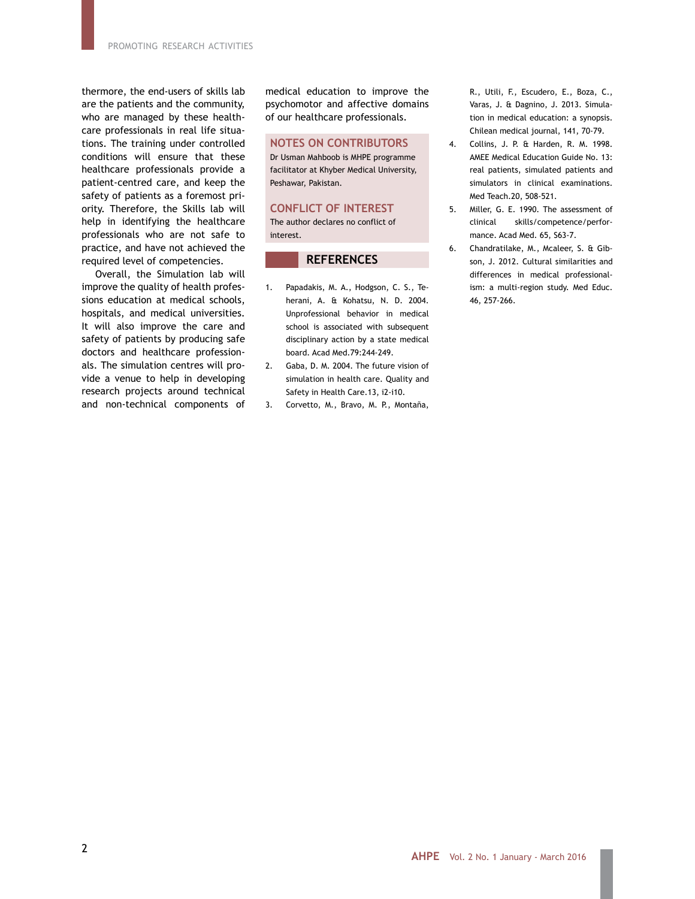thermore, the end-users of skills lab are the patients and the community, who are managed by these healthcare professionals in real life situations. The training under controlled conditions will ensure that these healthcare professionals provide a patient-centred care, and keep the safety of patients as a foremost priority. Therefore, the Skills lab will help in identifying the healthcare professionals who are not safe to practice, and have not achieved the required level of competencies.

Overall, the Simulation lab will improve the quality of health professions education at medical schools, hospitals, and medical universities. It will also improve the care and safety of patients by producing safe doctors and healthcare professionals. The simulation centres will provide a venue to help in developing research projects around technical and non-technical components of medical education to improve the psychomotor and affective domains of our healthcare professionals.

## NOTES ON CONTRIBUTORS

Dr Usman Mahboob is MHPE programme facilitator at Khyber Medical University, Peshawar, Pakistan.

## CONFLICT OF INTEREST

The author declares no conflict of interest.

## REFERENCES

1. Papadakis, M. A., Hodgson, C. S., Teherani, A. & Kohatsu, N. D. 2004. Unprofessional behavior in medical school is associated with subsequent disciplinary action by a state medical board. Acad Med.79:244-249.
2. Gaba, D. M. 2004. The future vision of simulation in health care. Quality and Safety in Health Care.13, i2-i10.
3. Corvetto, M., Bravo, M. P., Montaña, R., Utili, F., Escudero, E., Boza, C., Varas, J. & Dagnino, J. 2013. Simulation in medical education: a synopsis. Chilean medical journal, 141, 70-79.
4. Collins, J. P. & Harden, R. M. 1998. AMEE Medical Education Guide No. 13: real patients, simulated patients and simulators in clinical examinations. Med Teach.20, 508-521.
5. Miller, G. E. 1990. The assessment of clinical skills/competence/performance. Acad Med. 65, S63-7.
6. Chandratilake, M., Mcaleer, S. & Gibson, J. 2012. Cultural similarities and differences in medical professionalism: a multi-region study. Med Educ. 46, 257-266.